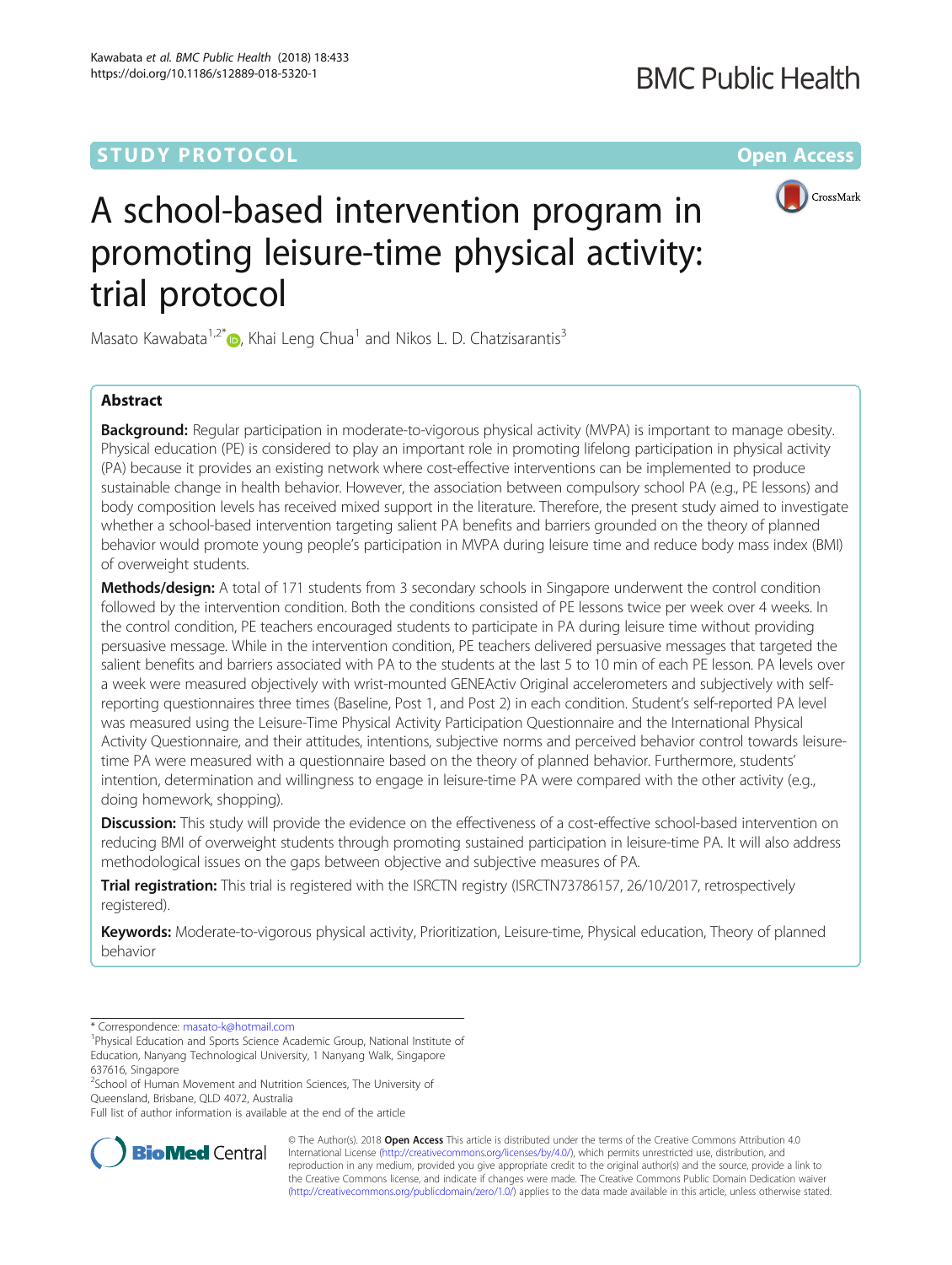STUDY PROTOCOL

Open Access

# A school-based intervention program in promoting leisure-time physical activity: trial protocol

Masato Kawabata[1,2*], Khai Leng Chua[1] and Nikos L. D. Chatzisarantis[3]

## Abstract

**Background:** Regular participation in moderate-to-vigorous physical activity (MVPA) is important to manage obesity. Physical education (PE) is considered to play an important role in promoting lifelong participation in physical activity (PA) because it provides an existing network where cost-effective interventions can be implemented to produce sustainable change in health behavior. However, the association between compulsory school PA (e.g., PE lessons) and body composition levels has received mixed support in the literature. Therefore, the present study aimed to investigate whether a school-based intervention targeting salient PA benefits and barriers grounded on the theory of planned behavior would promote young people's participation in MVPA during leisure time and reduce body mass index (BMI) of overweight students.

**Methods/design:** A total of 171 students from 3 secondary schools in Singapore underwent the control condition followed by the intervention condition. Both the conditions consisted of PE lessons twice per week over 4 weeks. In the control condition, PE teachers encouraged students to participate in PA during leisure time without providing persuasive message. While in the intervention condition, PE teachers delivered persuasive messages that targeted the salient benefits and barriers associated with PA to the students at the last 5 to 10 min of each PE lesson. PA levels over a week were measured objectively with wrist-mounted GENEActiv Original accelerometers and subjectively with self-reporting questionnaires three times (Baseline, Post 1, and Post 2) in each condition. Student's self-reported PA level was measured using the Leisure-Time Physical Activity Participation Questionnaire and the International Physical Activity Questionnaire, and their attitudes, intentions, subjective norms and perceived behavior control towards leisure-time PA were measured with a questionnaire based on the theory of planned behavior. Furthermore, students' intention, determination and willingness to engage in leisure-time PA were compared with the other activity (e.g., doing homework, shopping).

**Discussion:** This study will provide the evidence on the effectiveness of a cost-effective school-based intervention on reducing BMI of overweight students through promoting sustained participation in leisure-time PA. It will also address methodological issues on the gaps between objective and subjective measures of PA.

**Trial registration:** This trial is registered with the ISRCTN registry (ISRCTN73786157, 26/10/2017, retrospectively registered).

**Keywords:** Moderate-to-vigorous physical activity, Prioritization, Leisure-time, Physical education, Theory of planned behavior

---

\* Correspondence: masato-k@hotmail.com

[1]Physical Education and Sports Science Academic Group, National Institute of Education, Nanyang Technological University, 1 Nanyang Walk, Singapore 637616, Singapore

[2]School of Human Movement and Nutrition Sciences, The University of Queensland, Brisbane, QLD 4072, Australia

Full list of author information is available at the end of the article

© The Author(s). 2018 **Open Access** This article is distributed under the terms of the Creative Commons Attribution 4.0 International License (http://creativecommons.org/licenses/by/4.0/), which permits unrestricted use, distribution, and reproduction in any medium, provided you give appropriate credit to the original author(s) and the source, provide a link to the Creative Commons license, and indicate if changes were made. The Creative Commons Public Domain Dedication waiver (http://creativecommons.org/publicdomain/zero/1.0/) applies to the data made available in this article, unless otherwise stated.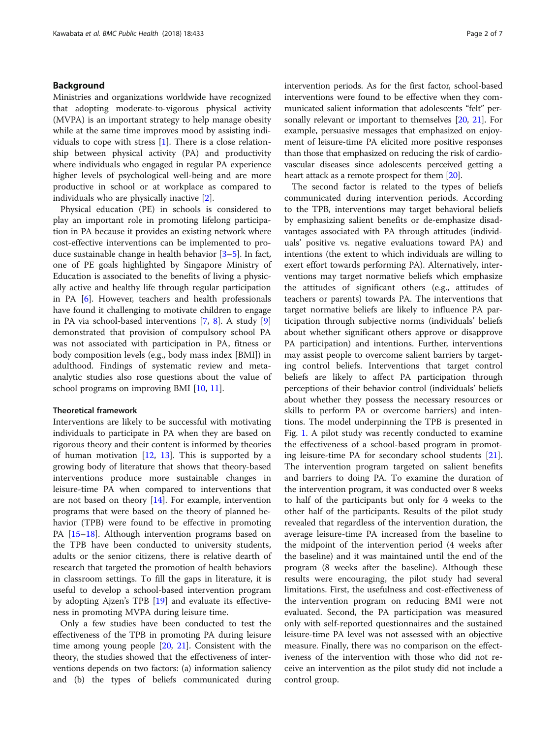## Background

Ministries and organizations worldwide have recognized that adopting moderate-to-vigorous physical activity (MVPA) is an important strategy to help manage obesity while at the same time improves mood by assisting individuals to cope with stress [1]. There is a close relationship between physical activity (PA) and productivity where individuals who engaged in regular PA experience higher levels of psychological well-being and are more productive in school or at workplace as compared to individuals who are physically inactive [2].

Physical education (PE) in schools is considered to play an important role in promoting lifelong participation in PA because it provides an existing network where cost-effective interventions can be implemented to produce sustainable change in health behavior [3–5]. In fact, one of PE goals highlighted by Singapore Ministry of Education is associated to the benefits of living a physically active and healthy life through regular participation in PA [6]. However, teachers and health professionals have found it challenging to motivate children to engage in PA via school-based interventions [7, 8]. A study [9] demonstrated that provision of compulsory school PA was not associated with participation in PA, fitness or body composition levels (e.g., body mass index [BMI]) in adulthood. Findings of systematic review and meta-analytic studies also rose questions about the value of school programs on improving BMI [10, 11].

### Theoretical framework

Interventions are likely to be successful with motivating individuals to participate in PA when they are based on rigorous theory and their content is informed by theories of human motivation [12, 13]. This is supported by a growing body of literature that shows that theory-based interventions produce more sustainable changes in leisure-time PA when compared to interventions that are not based on theory [14]. For example, intervention programs that were based on the theory of planned behavior (TPB) were found to be effective in promoting PA [15–18]. Although intervention programs based on the TPB have been conducted to university students, adults or the senior citizens, there is relative dearth of research that targeted the promotion of health behaviors in classroom settings. To fill the gaps in literature, it is useful to develop a school-based intervention program by adopting Ajzen's TPB [19] and evaluate its effectiveness in promoting MVPA during leisure time.

Only a few studies have been conducted to test the effectiveness of the TPB in promoting PA during leisure time among young people [20, 21]. Consistent with the theory, the studies showed that the effectiveness of interventions depends on two factors: (a) information saliency and (b) the types of beliefs communicated during intervention periods. As for the first factor, school-based interventions were found to be effective when they communicated salient information that adolescents "felt" personally relevant or important to themselves [20, 21]. For example, persuasive messages that emphasized on enjoyment of leisure-time PA elicited more positive responses than those that emphasized on reducing the risk of cardiovascular diseases since adolescents perceived getting a heart attack as a remote prospect for them [20].

The second factor is related to the types of beliefs communicated during intervention periods. According to the TPB, interventions may target behavioral beliefs by emphasizing salient benefits or de-emphasize disadvantages associated with PA through attitudes (individuals' positive vs. negative evaluations toward PA) and intentions (the extent to which individuals are willing to exert effort towards performing PA). Alternatively, interventions may target normative beliefs which emphasize the attitudes of significant others (e.g., attitudes of teachers or parents) towards PA. The interventions that target normative beliefs are likely to influence PA participation through subjective norms (individuals' beliefs about whether significant others approve or disapprove PA participation) and intentions. Further, interventions may assist people to overcome salient barriers by targeting control beliefs. Interventions that target control beliefs are likely to affect PA participation through perceptions of their behavior control (individuals' beliefs about whether they possess the necessary resources or skills to perform PA or overcome barriers) and intentions. The model underpinning the TPB is presented in Fig. 1. A pilot study was recently conducted to examine the effectiveness of a school-based program in promoting leisure-time PA for secondary school students [21]. The intervention program targeted on salient benefits and barriers to doing PA. To examine the duration of the intervention program, it was conducted over 8 weeks to half of the participants but only for 4 weeks to the other half of the participants. Results of the pilot study revealed that regardless of the intervention duration, the average leisure-time PA increased from the baseline to the midpoint of the intervention period (4 weeks after the baseline) and it was maintained until the end of the program (8 weeks after the baseline). Although these results were encouraging, the pilot study had several limitations. First, the usefulness and cost-effectiveness of the intervention program on reducing BMI were not evaluated. Second, the PA participation was measured only with self-reported questionnaires and the sustained leisure-time PA level was not assessed with an objective measure. Finally, there was no comparison on the effectiveness of the intervention with those who did not receive an intervention as the pilot study did not include a control group.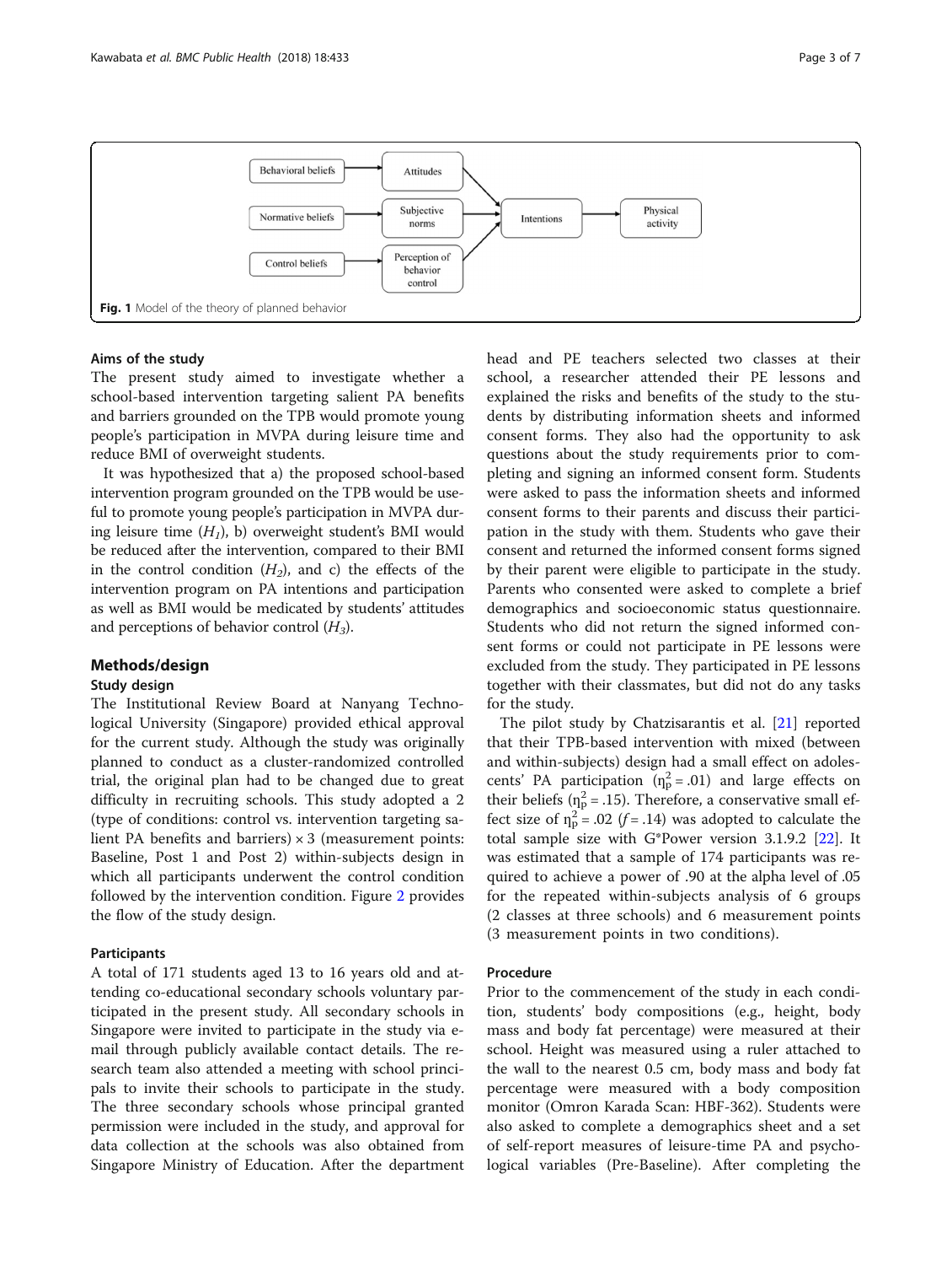Fig. 1 Model of the theory of planned behavior

### Aims of the study

The present study aimed to investigate whether a school-based intervention targeting salient PA benefits and barriers grounded on the TPB would promote young people's participation in MVPA during leisure time and reduce BMI of overweight students.

It was hypothesized that a) the proposed school-based intervention program grounded on the TPB would be useful to promote young people's participation in MVPA during leisure time ($H_1$), b) overweight student's BMI would be reduced after the intervention, compared to their BMI in the control condition ($H_2$), and c) the effects of the intervention program on PA intentions and participation as well as BMI would be medicated by students' attitudes and perceptions of behavior control ($H_3$).

## Methods/design

### Study design

The Institutional Review Board at Nanyang Technological University (Singapore) provided ethical approval for the current study. Although the study was originally planned to conduct as a cluster-randomized controlled trial, the original plan had to be changed due to great difficulty in recruiting schools. This study adopted a 2 (type of conditions: control vs. intervention targeting salient PA benefits and barriers) × 3 (measurement points: Baseline, Post 1 and Post 2) within-subjects design in which all participants underwent the control condition followed by the intervention condition. Figure 2 provides the flow of the study design.

### Participants

A total of 171 students aged 13 to 16 years old and attending co-educational secondary schools voluntary participated in the present study. All secondary schools in Singapore were invited to participate in the study via e-mail through publicly available contact details. The research team also attended a meeting with school principals to invite their schools to participate in the study. The three secondary schools whose principal granted permission were included in the study, and approval for data collection at the schools was also obtained from Singapore Ministry of Education. After the department head and PE teachers selected two classes at their school, a researcher attended their PE lessons and explained the risks and benefits of the study to the students by distributing information sheets and informed consent forms. They also had the opportunity to ask questions about the study requirements prior to completing and signing an informed consent form. Students were asked to pass the information sheets and informed consent forms to their parents and discuss their participation in the study with them. Students who gave their consent and returned the informed consent forms signed by their parent were eligible to participate in the study. Parents who consented were asked to complete a brief demographics and socioeconomic status questionnaire. Students who did not return the signed informed consent forms or could not participate in PE lessons were excluded from the study. They participated in PE lessons together with their classmates, but did not do any tasks for the study.

The pilot study by Chatzisarantis et al. [21] reported that their TPB-based intervention with mixed (between and within-subjects) design had a small effect on adolescents' PA participation ($\eta_p^2 = .01$) and large effects on their beliefs ($\eta_p^2 = .15$). Therefore, a conservative small effect size of $\eta_p^2 = .02$ ($f = .14$) was adopted to calculate the total sample size with G*Power version 3.1.9.2 [22]. It was estimated that a sample of 174 participants was required to achieve a power of .90 at the alpha level of .05 for the repeated within-subjects analysis of 6 groups (2 classes at three schools) and 6 measurement points (3 measurement points in two conditions).

### Procedure

Prior to the commencement of the study in each condition, students' body compositions (e.g., height, body mass and body fat percentage) were measured at their school. Height was measured using a ruler attached to the wall to the nearest 0.5 cm, body mass and body fat percentage were measured with a body composition monitor (Omron Karada Scan: HBF-362). Students were also asked to complete a demographics sheet and a set of self-report measures of leisure-time PA and psychological variables (Pre-Baseline). After completing the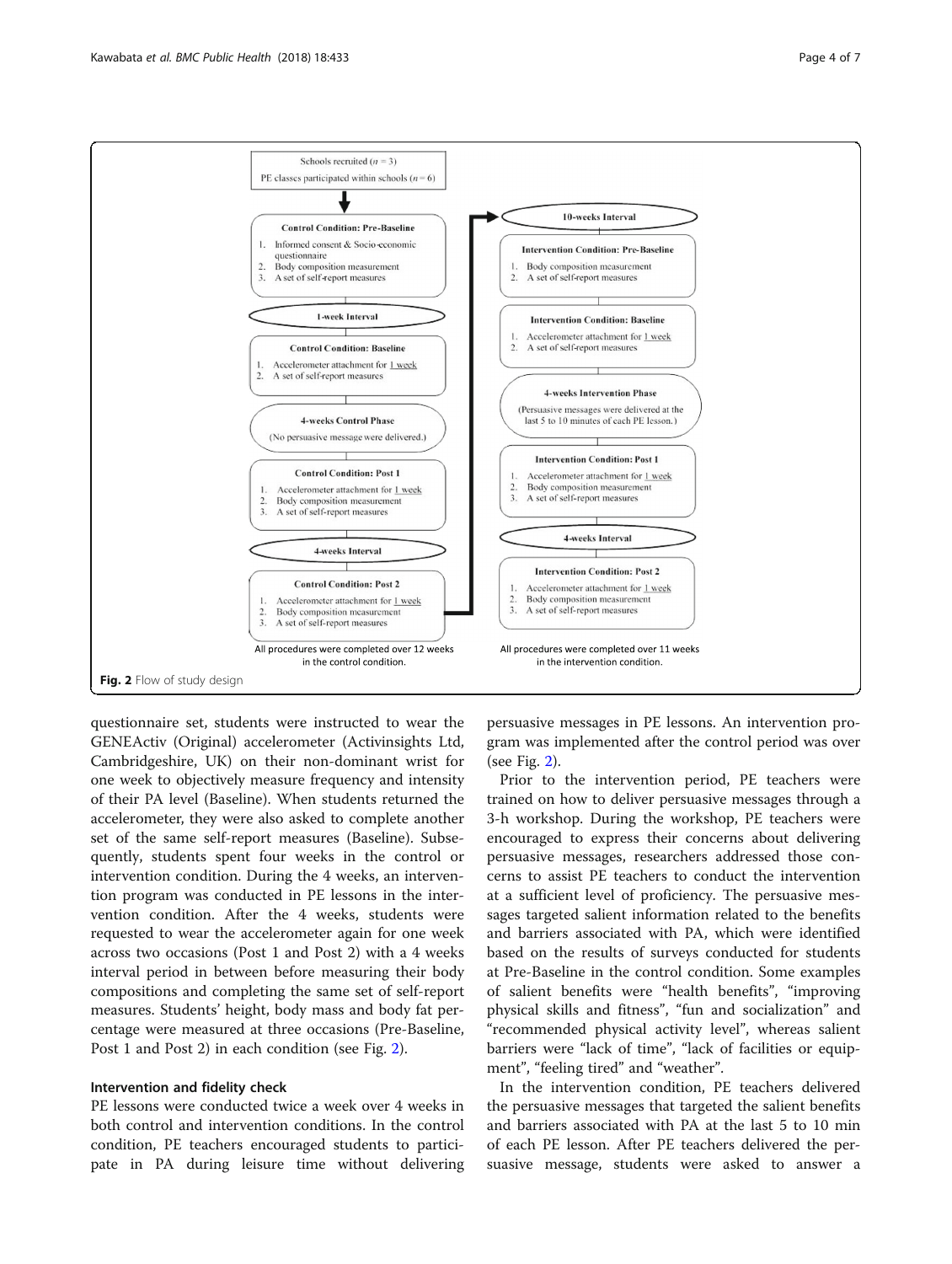**Fig. 2** Flow of study design

questionnaire set, students were instructed to wear the GENEActiv (Original) accelerometer (Activinsights Ltd, Cambridgeshire, UK) on their non-dominant wrist for one week to objectively measure frequency and intensity of their PA level (Baseline). When students returned the accelerometer, they were also asked to complete another set of the same self-report measures (Baseline). Subsequently, students spent four weeks in the control or intervention condition. During the 4 weeks, an intervention program was conducted in PE lessons in the intervention condition. After the 4 weeks, students were requested to wear the accelerometer again for one week across two occasions (Post 1 and Post 2) with a 4 weeks interval period in between before measuring their body compositions and completing the same set of self-report measures. Students' height, body mass and body fat percentage were measured at three occasions (Pre-Baseline, Post 1 and Post 2) in each condition (see Fig. 2).

### Intervention and fidelity check

PE lessons were conducted twice a week over 4 weeks in both control and intervention conditions. In the control condition, PE teachers encouraged students to participate in PA during leisure time without delivering persuasive messages in PE lessons. An intervention program was implemented after the control period was over (see Fig. 2).

Prior to the intervention period, PE teachers were trained on how to deliver persuasive messages through a 3-h workshop. During the workshop, PE teachers were encouraged to express their concerns about delivering persuasive messages, researchers addressed those concerns to assist PE teachers to conduct the intervention at a sufficient level of proficiency. The persuasive messages targeted salient information related to the benefits and barriers associated with PA, which were identified based on the results of surveys conducted for students at Pre-Baseline in the control condition. Some examples of salient benefits were "health benefits", "improving physical skills and fitness", "fun and socialization" and "recommended physical activity level", whereas salient barriers were "lack of time", "lack of facilities or equipment", "feeling tired" and "weather".

In the intervention condition, PE teachers delivered the persuasive messages that targeted the salient benefits and barriers associated with PA at the last 5 to 10 min of each PE lesson. After PE teachers delivered the persuasive message, students were asked to answer a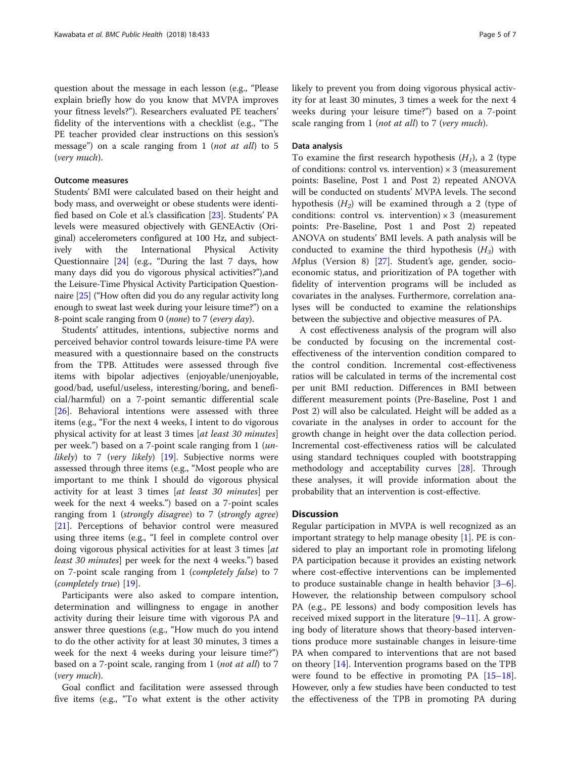question about the message in each lesson (e.g., "Please explain briefly how do you know that MVPA improves your fitness levels?"). Researchers evaluated PE teachers' fidelity of the interventions with a checklist (e.g., "The PE teacher provided clear instructions on this session's message") on a scale ranging from 1 (*not at all*) to 5 (*very much*).

### Outcome measures

Students' BMI were calculated based on their height and body mass, and overweight or obese students were identified based on Cole et al.'s classification [23]. Students' PA levels were measured objectively with GENEActiv (Original) accelerometers configured at 100 Hz, and subjectively with the International Physical Activity Questionnaire [24] (e.g., "During the last 7 days, how many days did you do vigorous physical activities?"),and the Leisure-Time Physical Activity Participation Questionnaire [25] ("How often did you do any regular activity long enough to sweat last week during your leisure time?") on a 8-point scale ranging from 0 (*none*) to 7 (*every day*).

Students' attitudes, intentions, subjective norms and perceived behavior control towards leisure-time PA were measured with a questionnaire based on the constructs from the TPB. Attitudes were assessed through five items with bipolar adjectives (enjoyable/unenjoyable, good/bad, useful/useless, interesting/boring, and beneficial/harmful) on a 7-point semantic differential scale [26]. Behavioral intentions were assessed with three items (e.g., "For the next 4 weeks, I intent to do vigorous physical activity for at least 3 times [*at least 30 minutes*] per week.") based on a 7-point scale ranging from 1 (*unlikely*) to 7 (*very likely*) [19]. Subjective norms were assessed through three items (e.g., "Most people who are important to me think I should do vigorous physical activity for at least 3 times [*at least 30 minutes*] per week for the next 4 weeks.") based on a 7-point scales ranging from 1 (*strongly disagree*) to 7 (*strongly agree*) [21]. Perceptions of behavior control were measured using three items (e.g., "I feel in complete control over doing vigorous physical activities for at least 3 times [*at least 30 minutes*] per week for the next 4 weeks.") based on 7-point scale ranging from 1 (*completely false*) to 7 (*completely true*) [19].

Participants were also asked to compare intention, determination and willingness to engage in another activity during their leisure time with vigorous PA and answer three questions (e.g., "How much do you intend to do the other activity for at least 30 minutes, 3 times a week for the next 4 weeks during your leisure time?") based on a 7-point scale, ranging from 1 (*not at all*) to 7 (*very much*).

Goal conflict and facilitation were assessed through five items (e.g., "To what extent is the other activity likely to prevent you from doing vigorous physical activity for at least 30 minutes, 3 times a week for the next 4 weeks during your leisure time?") based on a 7-point scale ranging from 1 (*not at all*) to 7 (*very much*).

### Data analysis

To examine the first research hypothesis ($H_1$), a 2 (type of conditions: control vs. intervention) × 3 (measurement points: Baseline, Post 1 and Post 2) repeated ANOVA will be conducted on students' MVPA levels. The second hypothesis ($H_2$) will be examined through a 2 (type of conditions: control vs. intervention) × 3 (measurement points: Pre-Baseline, Post 1 and Post 2) repeated ANOVA on students' BMI levels. A path analysis will be conducted to examine the third hypothesis ($H_3$) with *M*plus (Version 8) [27]. Student's age, gender, socio-economic status, and prioritization of PA together with fidelity of intervention programs will be included as covariates in the analyses. Furthermore, correlation analyses will be conducted to examine the relationships between the subjective and objective measures of PA.

A cost effectiveness analysis of the program will also be conducted by focusing on the incremental cost-effectiveness of the intervention condition compared to the control condition. Incremental cost-effectiveness ratios will be calculated in terms of the incremental cost per unit BMI reduction. Differences in BMI between different measurement points (Pre-Baseline, Post 1 and Post 2) will also be calculated. Height will be added as a covariate in the analyses in order to account for the growth change in height over the data collection period. Incremental cost-effectiveness ratios will be calculated using standard techniques coupled with bootstrapping methodology and acceptability curves [28]. Through these analyses, it will provide information about the probability that an intervention is cost-effective.

## Discussion

Regular participation in MVPA is well recognized as an important strategy to help manage obesity [1]. PE is considered to play an important role in promoting lifelong PA participation because it provides an existing network where cost-effective interventions can be implemented to produce sustainable change in health behavior [3–6]. However, the relationship between compulsory school PA (e.g., PE lessons) and body composition levels has received mixed support in the literature [9–11]. A growing body of literature shows that theory-based interventions produce more sustainable changes in leisure-time PA when compared to interventions that are not based on theory [14]. Intervention programs based on the TPB were found to be effective in promoting PA [15–18]. However, only a few studies have been conducted to test the effectiveness of the TPB in promoting PA during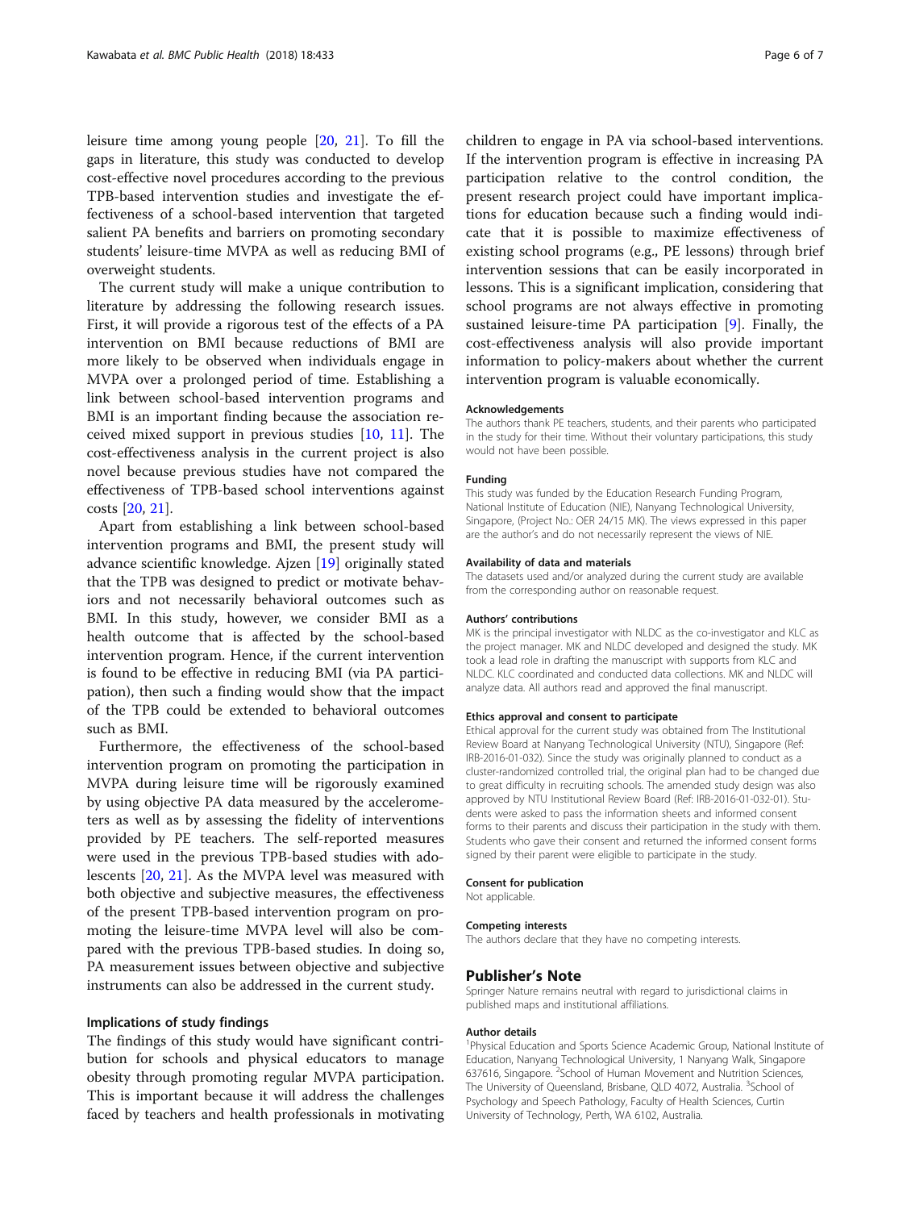leisure time among young people [20, 21]. To fill the gaps in literature, this study was conducted to develop cost-effective novel procedures according to the previous TPB-based intervention studies and investigate the effectiveness of a school-based intervention that targeted salient PA benefits and barriers on promoting secondary students' leisure-time MVPA as well as reducing BMI of overweight students.

The current study will make a unique contribution to literature by addressing the following research issues. First, it will provide a rigorous test of the effects of a PA intervention on BMI because reductions of BMI are more likely to be observed when individuals engage in MVPA over a prolonged period of time. Establishing a link between school-based intervention programs and BMI is an important finding because the association received mixed support in previous studies [10, 11]. The cost-effectiveness analysis in the current project is also novel because previous studies have not compared the effectiveness of TPB-based school interventions against costs [20, 21].

Apart from establishing a link between school-based intervention programs and BMI, the present study will advance scientific knowledge. Ajzen [19] originally stated that the TPB was designed to predict or motivate behaviors and not necessarily behavioral outcomes such as BMI. In this study, however, we consider BMI as a health outcome that is affected by the school-based intervention program. Hence, if the current intervention is found to be effective in reducing BMI (via PA participation), then such a finding would show that the impact of the TPB could be extended to behavioral outcomes such as BMI.

Furthermore, the effectiveness of the school-based intervention program on promoting the participation in MVPA during leisure time will be rigorously examined by using objective PA data measured by the accelerometers as well as by assessing the fidelity of interventions provided by PE teachers. The self-reported measures were used in the previous TPB-based studies with adolescents [20, 21]. As the MVPA level was measured with both objective and subjective measures, the effectiveness of the present TPB-based intervention program on promoting the leisure-time MVPA level will also be compared with the previous TPB-based studies. In doing so, PA measurement issues between objective and subjective instruments can also be addressed in the current study.

### Implications of study findings

The findings of this study would have significant contribution for schools and physical educators to manage obesity through promoting regular MVPA participation. This is important because it will address the challenges faced by teachers and health professionals in motivating children to engage in PA via school-based interventions. If the intervention program is effective in increasing PA participation relative to the control condition, the present research project could have important implications for education because such a finding would indicate that it is possible to maximize effectiveness of existing school programs (e.g., PE lessons) through brief intervention sessions that can be easily incorporated in lessons. This is a significant implication, considering that school programs are not always effective in promoting sustained leisure-time PA participation [9]. Finally, the cost-effectiveness analysis will also provide important information to policy-makers about whether the current intervention program is valuable economically.

#### Acknowledgements

The authors thank PE teachers, students, and their parents who participated in the study for their time. Without their voluntary participations, this study would not have been possible.

#### Funding

This study was funded by the Education Research Funding Program, National Institute of Education (NIE), Nanyang Technological University, Singapore, (Project No.: OER 24/15 MK). The views expressed in this paper are the author's and do not necessarily represent the views of NIE.

#### Availability of data and materials

The datasets used and/or analyzed during the current study are available from the corresponding author on reasonable request.

#### Authors' contributions

MK is the principal investigator with NLDC as the co-investigator and KLC as the project manager. MK and NLDC developed and designed the study. MK took a lead role in drafting the manuscript with supports from KLC and NLDC. KLC coordinated and conducted data collections. MK and NLDC will analyze data. All authors read and approved the final manuscript.

#### Ethics approval and consent to participate

Ethical approval for the current study was obtained from The Institutional Review Board at Nanyang Technological University (NTU), Singapore (Ref: IRB-2016-01-032). Since the study was originally planned to conduct as a cluster-randomized controlled trial, the original plan had to be changed due to great difficulty in recruiting schools. The amended study design was also approved by NTU Institutional Review Board (Ref: IRB-2016-01-032-01). Students were asked to pass the information sheets and informed consent forms to their parents and discuss their participation in the study with them. Students who gave their consent and returned the informed consent forms signed by their parent were eligible to participate in the study.

#### Consent for publication

Not applicable.

#### Competing interests

The authors declare that they have no competing interests.

## Publisher's Note

Springer Nature remains neutral with regard to jurisdictional claims in published maps and institutional affiliations.

#### Author details

[1]Physical Education and Sports Science Academic Group, National Institute of Education, Nanyang Technological University, 1 Nanyang Walk, Singapore 637616, Singapore. [2]School of Human Movement and Nutrition Sciences, The University of Queensland, Brisbane, QLD 4072, Australia. [3]School of Psychology and Speech Pathology, Faculty of Health Sciences, Curtin University of Technology, Perth, WA 6102, Australia.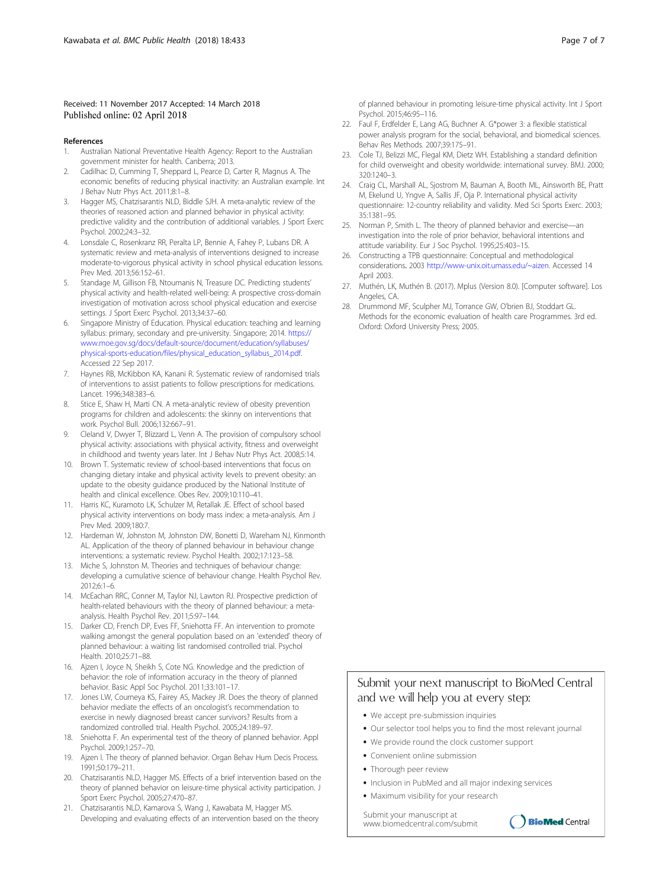Received: 11 November 2017 Accepted: 14 March 2018
Published online: 02 April 2018

#### References

1. Australian National Preventative Health Agency: Report to the Australian government minister for health. Canberra; 2013.
2. Cadilhac D, Cumming T, Sheppard L, Pearce D, Carter R, Magnus A. The economic benefits of reducing physical inactivity: an Australian example. Int J Behav Nutr Phys Act. 2011;8:1–8.
3. Hagger MS, Chatzisarantis NLD, Biddle SJH. A meta-analytic review of the theories of reasoned action and planned behavior in physical activity: predictive validity and the contribution of additional variables. J Sport Exerc Psychol. 2002;24:3–32.
4. Lonsdale C, Rosenkranz RR, Peralta LP, Bennie A, Fahey P, Lubans DR. A systematic review and meta-analysis of interventions designed to increase moderate-to-vigorous physical activity in school physical education lessons. Prev Med. 2013;56:152–61.
5. Standage M, Gillison FB, Ntoumanis N, Treasure DC. Predicting students' physical activity and health-related well-being: A prospective cross-domain investigation of motivation across school physical education and exercise settings. J Sport Exerc Psychol. 2013;34:37–60.
6. Singapore Ministry of Education. Physical education: teaching and learning syllabus: primary, secondary and pre-university. Singapore; 2014. https://www.moe.gov.sg/docs/default-source/document/education/syllabuses/physical-sports-education/files/physical_education_syllabus_2014.pdf. Accessed 22 Sep 2017.
7. Haynes RB, McKibbon KA, Kanani R. Systematic review of randomised trials of interventions to assist patients to follow prescriptions for medications. Lancet. 1996;348:383–6.
8. Stice E, Shaw H, Marti CN. A meta-analytic review of obesity prevention programs for children and adolescents: the skinny on interventions that work. Psychol Bull. 2006;132:667–91.
9. Cleland V, Dwyer T, Blizzard L, Venn A. The provision of compulsory school physical activity: associations with physical activity, fitness and overweight in childhood and twenty years later. Int J Behav Nutr Phys Act. 2008;5:14.
10. Brown T. Systematic review of school-based interventions that focus on changing dietary intake and physical activity levels to prevent obesity: an update to the obesity guidance produced by the National Institute of health and clinical excellence. Obes Rev. 2009;10:110–41.
11. Harris KC, Kuramoto LK, Schulzer M, Retallak JE. Effect of school based physical activity interventions on body mass index: a meta-analysis. Am J Prev Med. 2009;180:7.
12. Hardeman W, Johnston M, Johnston DW, Bonetti D, Wareham NJ, Kinmonth AL. Application of the theory of planned behaviour in behaviour change interventions: a systematic review. Psychol Health. 2002;17:123–58.
13. Miche S, Johnston M. Theories and techniques of behaviour change: developing a cumulative science of behaviour change. Health Psychol Rev. 2012;6:1–6.
14. McEachan RRC, Conner M, Taylor NJ, Lawton RJ. Prospective prediction of health-related behaviours with the theory of planned behaviour: a meta-analysis. Health Psychol Rev. 2011;5:97–144.
15. Darker CD, French DP, Eves FF, Sniehotta FF. An intervention to promote walking amongst the general population based on an 'extended' theory of planned behaviour: a waiting list randomised controlled trial. Psychol Health. 2010;25:71–88.
16. Ajzen I, Joyce N, Sheikh S, Cote NG. Knowledge and the prediction of behavior: the role of information accuracy in the theory of planned behavior. Basic Appl Soc Psychol. 2011;33:101–17.
17. Jones LW, Courneya KS, Fairey AS, Mackey JR. Does the theory of planned behavior mediate the effects of an oncologist's recommendation to exercise in newly diagnosed breast cancer survivors? Results from a randomized controlled trial. Health Psychol. 2005;24:189–97.
18. Sniehotta F. An experimental test of the theory of planned behavior. Appl Psychol. 2009;1:257–70.
19. Ajzen I. The theory of planned behavior. Organ Behav Hum Decis Process. 1991;50:179–211.
20. Chatzisarantis NLD, Hagger MS. Effects of a brief intervention based on the theory of planned behavior on leisure-time physical activity participation. J Sport Exerc Psychol. 2005;27:470–87.
21. Chatzisarantis NLD, Kamarova S, Wang J, Kawabata M, Hagger MS. Developing and evaluating effects of an intervention based on the theory of planned behaviour in promoting leisure-time physical activity. Int J Sport Psychol. 2015;46:95–116.
22. Faul F, Erdfelder E, Lang AG, Buchner A. G*power 3: a flexible statistical power analysis program for the social, behavioral, and biomedical sciences. Behav Res Methods. 2007;39:175–91.
23. Cole TJ, Belizzi MC, Flegal KM, Dietz WH. Establishing a standard definition for child overweight and obesity worldwide: international survey. BMJ. 2000;320:1240–3.
24. Craig CL, Marshall AL, Sjostrom M, Bauman A, Booth ML, Ainsworth BE, Pratt M, Ekelund U, Yngve A, Sallis JF, Oja P. International physical activity questionnaire: 12-country reliability and validity. Med Sci Sports Exerc. 2003;35:1381–95.
25. Norman P, Smith L. The theory of planned behavior and exercise—an investigation into the role of prior behavior, behavioral intentions and attitude variability. Eur J Soc Psychol. 1995;25:403–15.
26. Constructing a TPB questionnaire: Conceptual and methodological considerations. 2003 http://www-unix.oit.umass.edu/~aizen. Accessed 14 April 2003.
27. Muthén, LK, Muthén B. (2017). Mplus (Version 8.0). [Computer software]. Los Angeles, CA.
28. Drummond MF, Sculpher MJ, Torrance GW, O'brien BJ, Stoddart GL. Methods for the economic evaluation of health care Programmes. 3rd ed. Oxford: Oxford University Press; 2005.